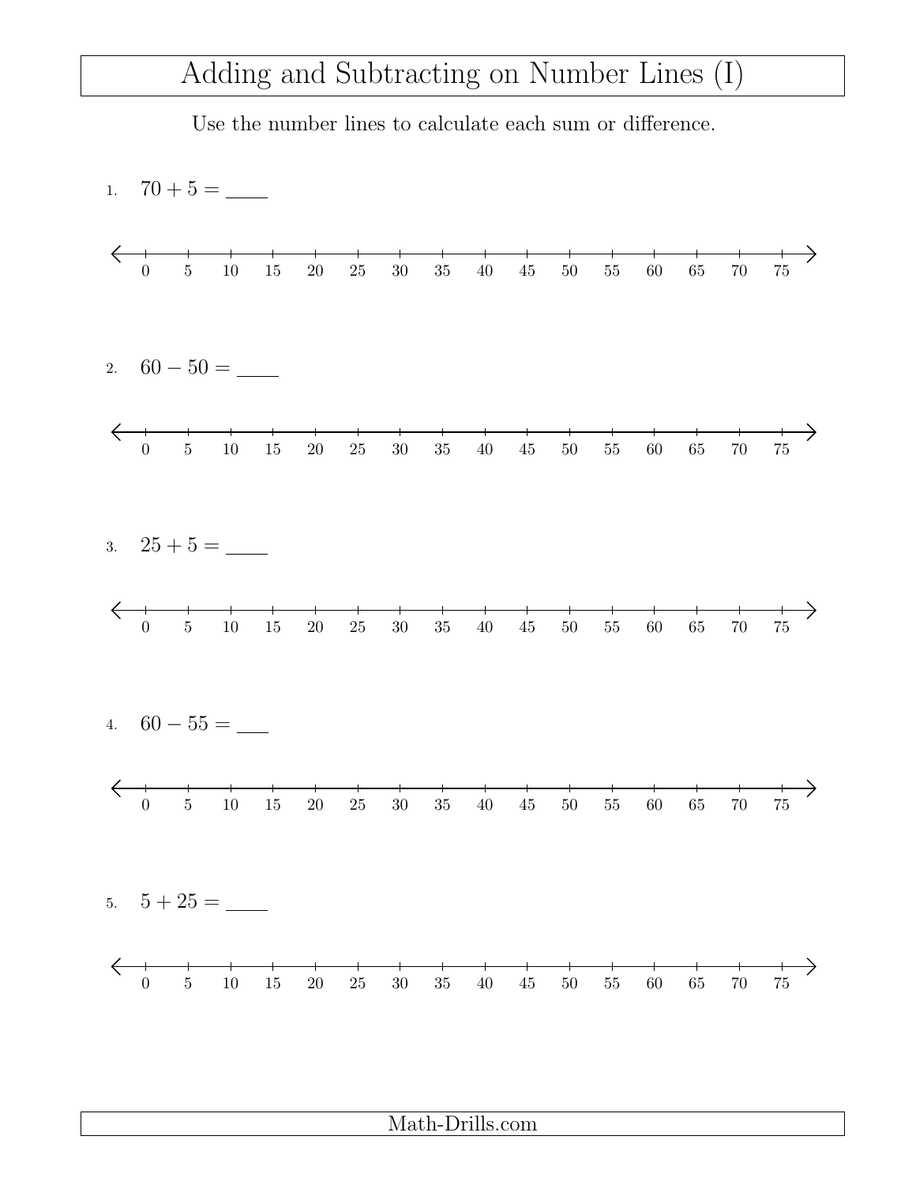# Adding and Subtracting on Number Lines (I)

Use the number lines to calculate each sum or difference.

1. $70 + 5 =$ ____

0 5 10 15 20 25 30 35 40 45 50 55 60 65 70 75

2. $60 - 50 =$ ____

0 5 10 15 20 25 30 35 40 45 50 55 60 65 70 75

3. $25 + 5 =$ ____

0 5 10 15 20 25 30 35 40 45 50 55 60 65 70 75

4. $60 - 55 =$ ____

0 5 10 15 20 25 30 35 40 45 50 55 60 65 70 75

5. $5 + 25 =$ ____

0 5 10 15 20 25 30 35 40 45 50 55 60 65 70 75

Math-Drills.com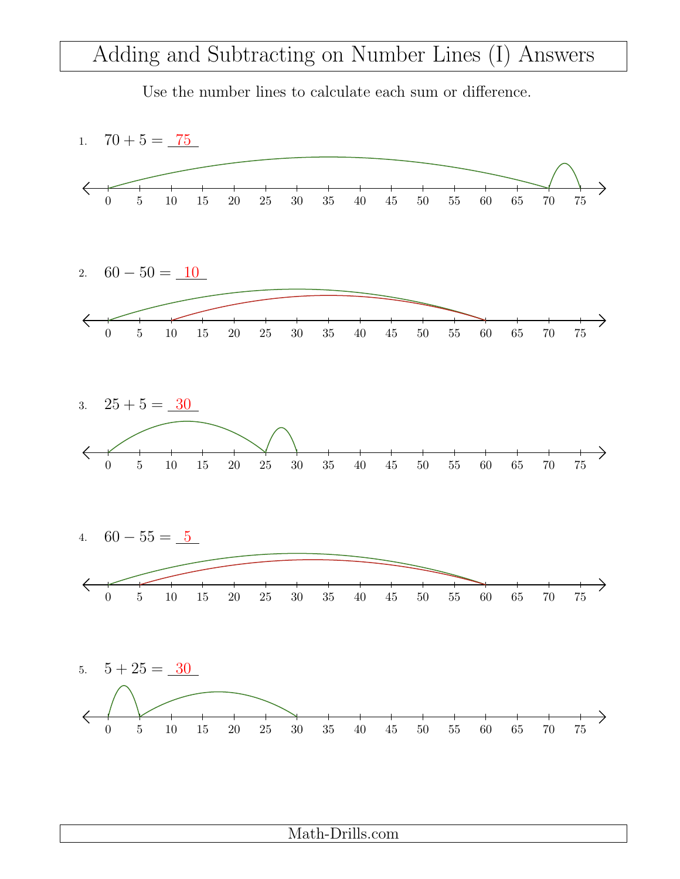# Adding and Subtracting on Number Lines (I) Answers

Use the number lines to calculate each sum or difference.

1. $70 + 5 =$ 75

0 5 10 15 20 25 30 35 40 45 50 55 60 65 70 75

2. $60 - 50 =$ 10

0 5 10 15 20 25 30 35 40 45 50 55 60 65 70 75

3. $25 + 5 =$ 30

0 5 10 15 20 25 30 35 40 45 50 55 60 65 70 75

4. $60 - 55 =$ 5

0 5 10 15 20 25 30 35 40 45 50 55 60 65 70 75

5. $5 + 25 =$ 30

0 5 10 15 20 25 30 35 40 45 50 55 60 65 70 75

Math-Drills.com